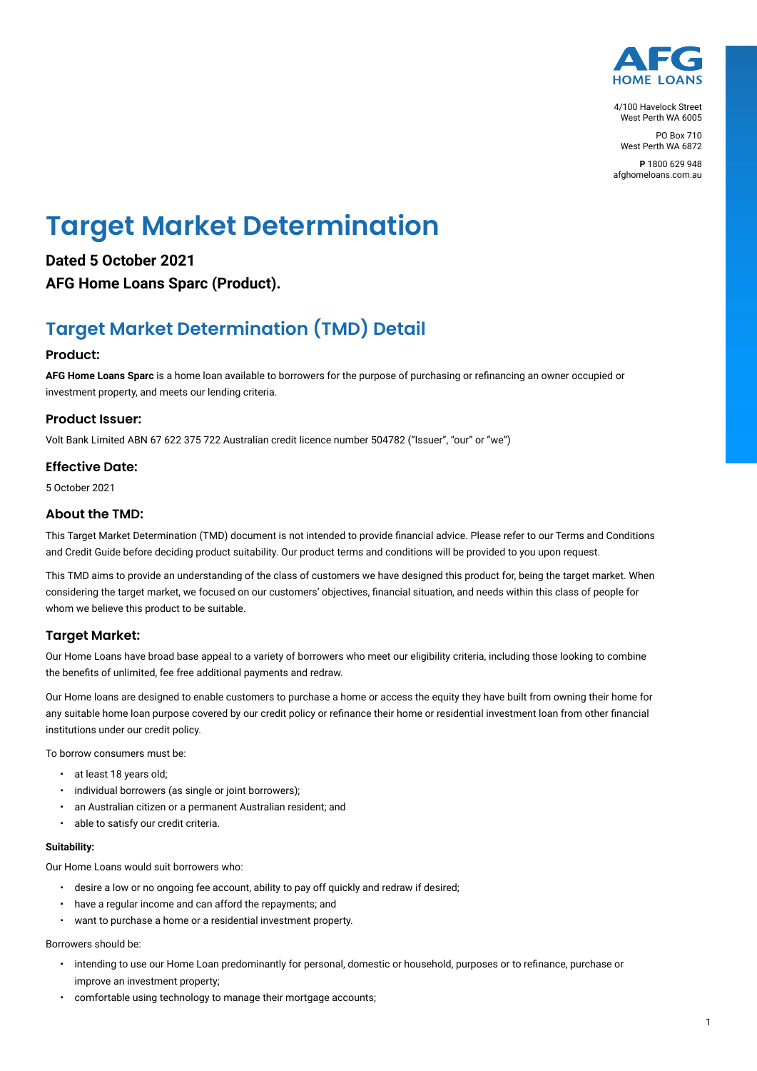AFG HOME LOANS

4/100 Havelock Street
West Perth WA 6005

PO Box 710
West Perth WA 6872

**P** 1800 629 948
afghomeloans.com.au

# Target Market Determination

**Dated 5 October 2021**

**AFG Home Loans Sparc (Product).**

## Target Market Determination (TMD) Detail

### Product:

**AFG Home Loans Sparc** is a home loan available to borrowers for the purpose of purchasing or refinancing an owner occupied or investment property, and meets our lending criteria.

### Product Issuer:

Volt Bank Limited ABN 67 622 375 722 Australian credit licence number 504782 ("Issuer", "our" or "we")

### Effective Date:

5 October 2021

### About the TMD:

This Target Market Determination (TMD) document is not intended to provide financial advice. Please refer to our Terms and Conditions and Credit Guide before deciding product suitability. Our product terms and conditions will be provided to you upon request.

This TMD aims to provide an understanding of the class of customers we have designed this product for, being the target market. When considering the target market, we focused on our customers' objectives, financial situation, and needs within this class of people for whom we believe this product to be suitable.

### Target Market:

Our Home Loans have broad base appeal to a variety of borrowers who meet our eligibility criteria, including those looking to combine the benefits of unlimited, fee free additional payments and redraw.

Our Home loans are designed to enable customers to purchase a home or access the equity they have built from owning their home for any suitable home loan purpose covered by our credit policy or refinance their home or residential investment loan from other financial institutions under our credit policy.

To borrow consumers must be:

- at least 18 years old;
- individual borrowers (as single or joint borrowers);
- an Australian citizen or a permanent Australian resident; and
- able to satisfy our credit criteria.

**Suitability:**

Our Home Loans would suit borrowers who:

- desire a low or no ongoing fee account, ability to pay off quickly and redraw if desired;
- have a regular income and can afford the repayments; and
- want to purchase a home or a residential investment property.

Borrowers should be:

- intending to use our Home Loan predominantly for personal, domestic or household, purposes or to refinance, purchase or improve an investment property;
- comfortable using technology to manage their mortgage accounts;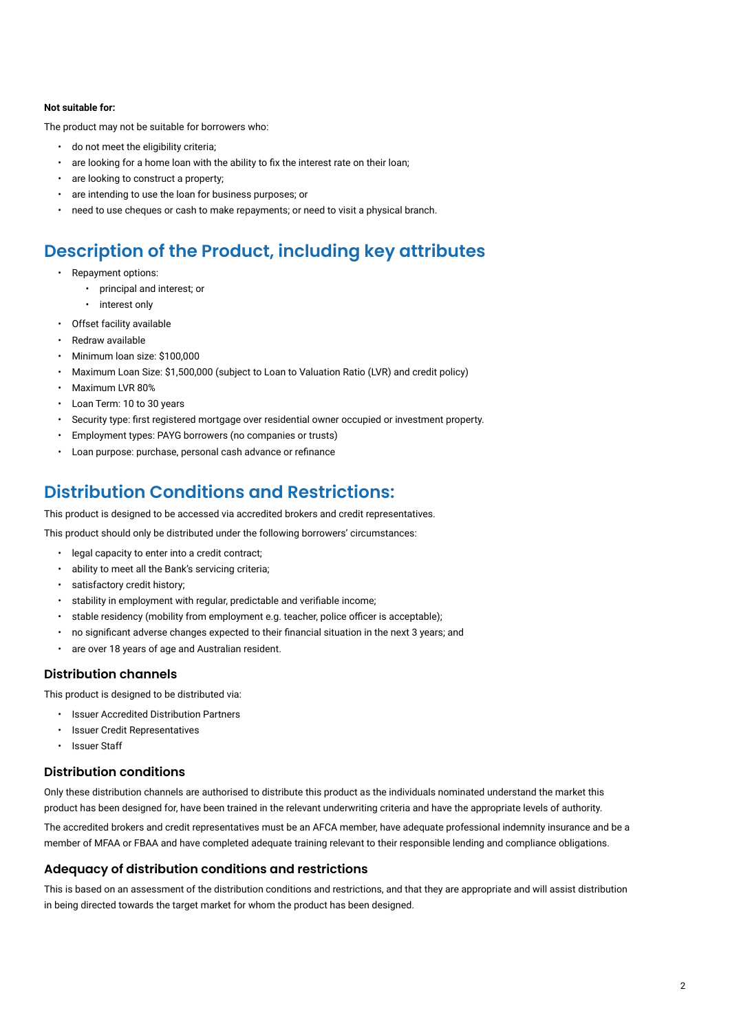**Not suitable for:**

The product may not be suitable for borrowers who:

- do not meet the eligibility criteria;
- are looking for a home loan with the ability to fix the interest rate on their loan;
- are looking to construct a property;
- are intending to use the loan for business purposes; or
- need to use cheques or cash to make repayments; or need to visit a physical branch.

## Description of the Product, including key attributes

- Repayment options:
  - principal and interest; or
  - interest only
- Offset facility available
- Redraw available
- Minimum loan size: $100,000
- Maximum Loan Size: $1,500,000 (subject to Loan to Valuation Ratio (LVR) and credit policy)
- Maximum LVR 80%
- Loan Term: 10 to 30 years
- Security type: first registered mortgage over residential owner occupied or investment property.
- Employment types: PAYG borrowers (no companies or trusts)
- Loan purpose: purchase, personal cash advance or refinance

## Distribution Conditions and Restrictions:

This product is designed to be accessed via accredited brokers and credit representatives.

This product should only be distributed under the following borrowers' circumstances:

- legal capacity to enter into a credit contract;
- ability to meet all the Bank's servicing criteria;
- satisfactory credit history;
- stability in employment with regular, predictable and verifiable income;
- stable residency (mobility from employment e.g. teacher, police officer is acceptable);
- no significant adverse changes expected to their financial situation in the next 3 years; and
- are over 18 years of age and Australian resident.

### Distribution channels

This product is designed to be distributed via:

- Issuer Accredited Distribution Partners
- Issuer Credit Representatives
- Issuer Staff

### Distribution conditions

Only these distribution channels are authorised to distribute this product as the individuals nominated understand the market this product has been designed for, have been trained in the relevant underwriting criteria and have the appropriate levels of authority.

The accredited brokers and credit representatives must be an AFCA member, have adequate professional indemnity insurance and be a member of MFAA or FBAA and have completed adequate training relevant to their responsible lending and compliance obligations.

### Adequacy of distribution conditions and restrictions

This is based on an assessment of the distribution conditions and restrictions, and that they are appropriate and will assist distribution in being directed towards the target market for whom the product has been designed.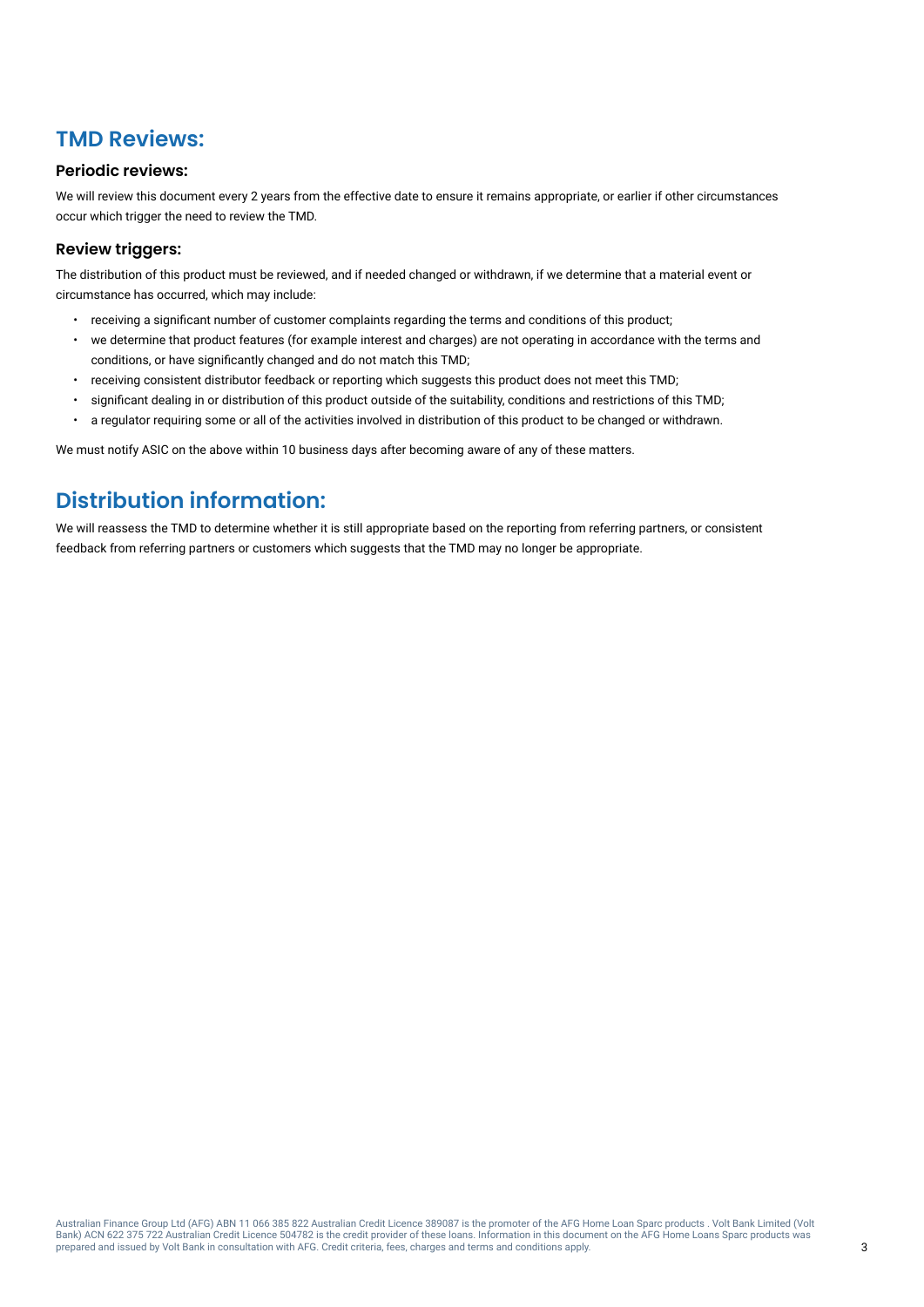## TMD Reviews:

### Periodic reviews:

We will review this document every 2 years from the effective date to ensure it remains appropriate, or earlier if other circumstances occur which trigger the need to review the TMD.

### Review triggers:

The distribution of this product must be reviewed, and if needed changed or withdrawn, if we determine that a material event or circumstance has occurred, which may include:

- receiving a significant number of customer complaints regarding the terms and conditions of this product;
- we determine that product features (for example interest and charges) are not operating in accordance with the terms and conditions, or have significantly changed and do not match this TMD;
- receiving consistent distributor feedback or reporting which suggests this product does not meet this TMD;
- significant dealing in or distribution of this product outside of the suitability, conditions and restrictions of this TMD;
- a regulator requiring some or all of the activities involved in distribution of this product to be changed or withdrawn.

We must notify ASIC on the above within 10 business days after becoming aware of any of these matters.

## Distribution information:

We will reassess the TMD to determine whether it is still appropriate based on the reporting from referring partners, or consistent feedback from referring partners or customers which suggests that the TMD may no longer be appropriate.